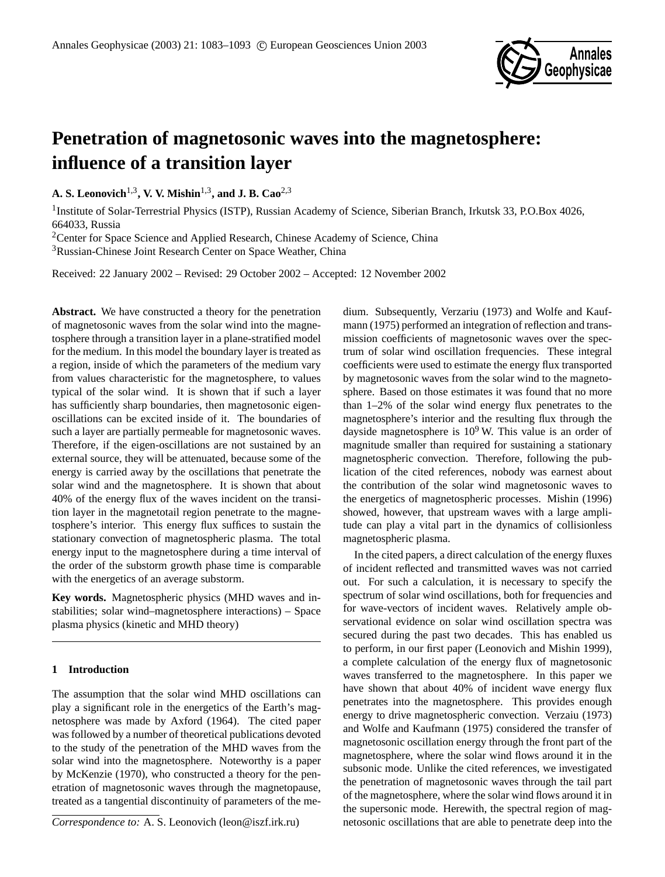# Penetration of magnetosonic waves into the magnetosphere: influence of a transition layer

**A. S. Leonovich**[1,3], **V. V. Mishin**[1,3], **and J. B. Cao**[2,3]

[1]Institute of Solar-Terrestrial Physics (ISTP), Russian Academy of Science, Siberian Branch, Irkutsk 33, P.O.Box 4026, 664033, Russia

[2]Center for Space Science and Applied Research, Chinese Academy of Science, China

[3]Russian-Chinese Joint Research Center on Space Weather, China

Received: 22 January 2002 – Revised: 29 October 2002 – Accepted: 12 November 2002

**Abstract.** We have constructed a theory for the penetration of magnetosonic waves from the solar wind into the magnetosphere through a transition layer in a plane-stratified model for the medium. In this model the boundary layer is treated as a region, inside of which the parameters of the medium vary from values characteristic for the magnetosphere, to values typical of the solar wind. It is shown that if such a layer has sufficiently sharp boundaries, then magnetosonic eigen-oscillations can be excited inside of it. The boundaries of such a layer are partially permeable for magnetosonic waves. Therefore, if the eigen-oscillations are not sustained by an external source, they will be attenuated, because some of the energy is carried away by the oscillations that penetrate the solar wind and the magnetosphere. It is shown that about 40% of the energy flux of the waves incident on the transition layer in the magnetotail region penetrate to the magnetosphere's interior. This energy flux suffices to sustain the stationary convection of magnetospheric plasma. The total energy input to the magnetosphere during a time interval of the order of the substorm growth phase time is comparable with the energetics of an average substorm.

**Key words.** Magnetospheric physics (MHD waves and instabilities; solar wind–magnetosphere interactions) – Space plasma physics (kinetic and MHD theory)

## 1 Introduction

The assumption that the solar wind MHD oscillations can play a significant role in the energetics of the Earth's magnetosphere was made by Axford (1964). The cited paper was followed by a number of theoretical publications devoted to the study of the penetration of the MHD waves from the solar wind into the magnetosphere. Noteworthy is a paper by McKenzie (1970), who constructed a theory for the penetration of magnetosonic waves through the magnetopause, treated as a tangential discontinuity of parameters of the medium. Subsequently, Verzariu (1973) and Wolfe and Kaufmann (1975) performed an integration of reflection and transmission coefficients of magnetosonic waves over the spectrum of solar wind oscillation frequencies. These integral coefficients were used to estimate the energy flux transported by magnetosonic waves from the solar wind to the magnetosphere. Based on those estimates it was found that no more than 1–2% of the solar wind energy flux penetrates to the magnetosphere's interior and the resulting flux through the dayside magnetosphere is $10^9$ W. This value is an order of magnitude smaller than required for sustaining a stationary magnetospheric convection. Therefore, following the publication of the cited references, nobody was earnest about the contribution of the solar wind magnetosonic waves to the energetics of magnetospheric processes. Mishin (1996) showed, however, that upstream waves with a large amplitude can play a vital part in the dynamics of collisionless magnetospheric plasma.

In the cited papers, a direct calculation of the energy fluxes of incident reflected and transmitted waves was not carried out. For such a calculation, it is necessary to specify the spectrum of solar wind oscillations, both for frequencies and for wave-vectors of incident waves. Relatively ample observational evidence on solar wind oscillation spectra was secured during the past two decades. This has enabled us to perform, in our first paper (Leonovich and Mishin 1999), a complete calculation of the energy flux of magnetosonic waves transferred to the magnetosphere. In this paper we have shown that about 40% of incident wave energy flux penetrates into the magnetosphere. This provides enough energy to drive magnetospheric convection. Verzaiu (1973) and Wolfe and Kaufmann (1975) considered the transfer of magnetosonic oscillation energy through the front part of the magnetosphere, where the solar wind flows around it in the subsonic mode. Unlike the cited references, we investigated the penetration of magnetosonic waves through the tail part of the magnetosphere, where the solar wind flows around it in the supersonic mode. Herewith, the spectral region of magnetosonic oscillations that are able to penetrate deep into the

*Correspondence to:* A. S. Leonovich (leon@iszf.irk.ru)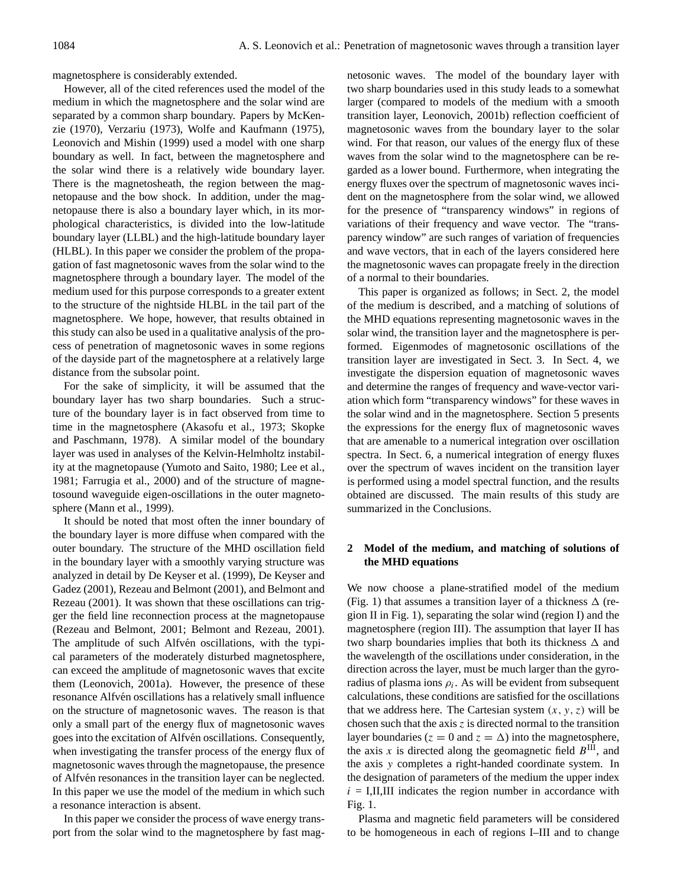magnetosphere is considerably extended.

However, all of the cited references used the model of the medium in which the magnetosphere and the solar wind are separated by a common sharp boundary. Papers by McKenzie (1970), Verzariu (1973), Wolfe and Kaufmann (1975), Leonovich and Mishin (1999) used a model with one sharp boundary as well. In fact, between the magnetosphere and the solar wind there is a relatively wide boundary layer. There is the magnetosheath, the region between the magnetopause and the bow shock. In addition, under the magnetopause there is also a boundary layer which, in its morphological characteristics, is divided into the low-latitude boundary layer (LLBL) and the high-latitude boundary layer (HLBL). In this paper we consider the problem of the propagation of fast magnetosonic waves from the solar wind to the magnetosphere through a boundary layer. The model of the medium used for this purpose corresponds to a greater extent to the structure of the nightside HLBL in the tail part of the magnetosphere. We hope, however, that results obtained in this study can also be used in a qualitative analysis of the process of penetration of magnetosonic waves in some regions of the dayside part of the magnetosphere at a relatively large distance from the subsolar point.

For the sake of simplicity, it will be assumed that the boundary layer has two sharp boundaries. Such a structure of the boundary layer is in fact observed from time to time in the magnetosphere (Akasofu et al., 1973; Skopke and Paschmann, 1978). A similar model of the boundary layer was used in analyses of the Kelvin-Helmholtz instability at the magnetopause (Yumoto and Saito, 1980; Lee et al., 1981; Farrugia et al., 2000) and of the structure of magnetosound waveguide eigen-oscillations in the outer magnetosphere (Mann et al., 1999).

It should be noted that most often the inner boundary of the boundary layer is more diffuse when compared with the outer boundary. The structure of the MHD oscillation field in the boundary layer with a smoothly varying structure was analyzed in detail by De Keyser et al. (1999), De Keyser and Gadez (2001), Rezeau and Belmont (2001), and Belmont and Rezeau (2001). It was shown that these oscillations can trigger the field line reconnection process at the magnetopause (Rezeau and Belmont, 2001; Belmont and Rezeau, 2001). The amplitude of such Alfvén oscillations, with the typical parameters of the moderately disturbed magnetosphere, can exceed the amplitude of magnetosonic waves that excite them (Leonovich, 2001a). However, the presence of these resonance Alfvén oscillations has a relatively small influence on the structure of magnetosonic waves. The reason is that only a small part of the energy flux of magnetosonic waves goes into the excitation of Alfvén oscillations. Consequently, when investigating the transfer process of the energy flux of magnetosonic waves through the magnetopause, the presence of Alfvén resonances in the transition layer can be neglected. In this paper we use the model of the medium in which such a resonance interaction is absent.

In this paper we consider the process of wave energy transport from the solar wind to the magnetosphere by fast magnetosonic waves. The model of the boundary layer with two sharp boundaries used in this study leads to a somewhat larger (compared to models of the medium with a smooth transition layer, Leonovich, 2001b) reflection coefficient of magnetosonic waves from the boundary layer to the solar wind. For that reason, our values of the energy flux of these waves from the solar wind to the magnetosphere can be regarded as a lower bound. Furthermore, when integrating the energy fluxes over the spectrum of magnetosonic waves incident on the magnetosphere from the solar wind, we allowed for the presence of "transparency windows" in regions of variations of their frequency and wave vector. The "transparency window" are such ranges of variation of frequencies and wave vectors, that in each of the layers considered here the magnetosonic waves can propagate freely in the direction of a normal to their boundaries.

This paper is organized as follows; in Sect. 2, the model of the medium is described, and a matching of solutions of the MHD equations representing magnetosonic waves in the solar wind, the transition layer and the magnetosphere is performed. Eigenmodes of magnetosonic oscillations of the transition layer are investigated in Sect. 3. In Sect. 4, we investigate the dispersion equation of magnetosonic waves and determine the ranges of frequency and wave-vector variation which form "transparency windows" for these waves in the solar wind and in the magnetosphere. Section 5 presents the expressions for the energy flux of magnetosonic waves that are amenable to a numerical integration over oscillation spectra. In Sect. 6, a numerical integration of energy fluxes over the spectrum of waves incident on the transition layer is performed using a model spectral function, and the results obtained are discussed. The main results of this study are summarized in the Conclusions.

## 2 Model of the medium, and matching of solutions of the MHD equations

We now choose a plane-stratified model of the medium (Fig. 1) that assumes a transition layer of a thickness $\Delta$ (region II in Fig. 1), separating the solar wind (region I) and the magnetosphere (region III). The assumption that layer II has two sharp boundaries implies that both its thickness $\Delta$ and the wavelength of the oscillations under consideration, in the direction across the layer, must be much larger than the gyroradius of plasma ions $\rho_i$. As will be evident from subsequent calculations, these conditions are satisfied for the oscillations that we address here. The Cartesian system $(x, y, z)$ will be chosen such that the axis $z$ is directed normal to the transition layer boundaries ($z = 0$ and $z = \Delta$) into the magnetosphere, the axis $x$ is directed along the geomagnetic field $B^{\mathrm{III}}$, and the axis $y$ completes a right-handed coordinate system. In the designation of parameters of the medium the upper index $i$ = I,II,III indicates the region number in accordance with Fig. 1.

Plasma and magnetic field parameters will be considered to be homogeneous in each of regions I–III and to change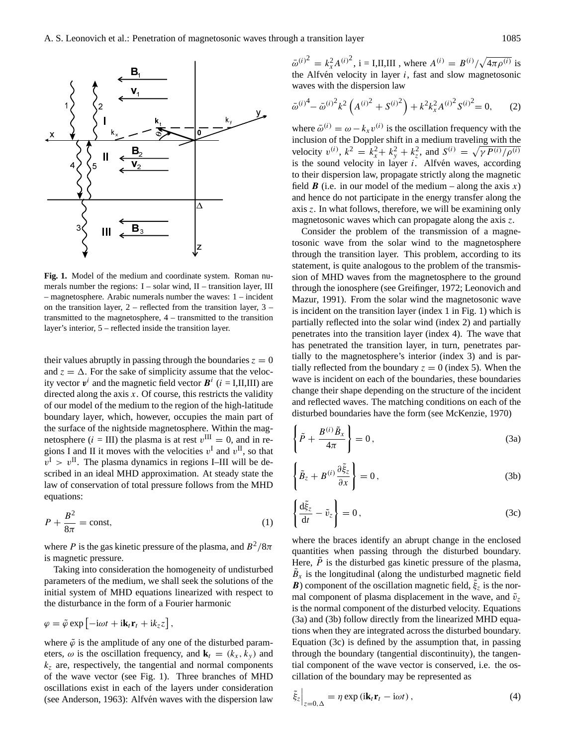**Fig. 1.** Model of the medium and coordinate system. Roman numerals number the regions: I – solar wind, II – transition layer, III – magnetosphere. Arabic numerals number the waves: 1 – incident on the transition layer, 2 – reflected from the transition layer, 3 – transmitted to the magnetosphere, 4 – transmitted to the transition layer's interior, 5 – reflected inside the transition layer.

their values abruptly in passing through the boundaries $z = 0$ and $z = \Delta$. For the sake of simplicity assume that the velocity vector $\boldsymbol{v}^i$ and the magnetic field vector $\boldsymbol{B}^i$ ($i$ = I,II,III) are directed along the axis $x$. Of course, this restricts the validity of our model of the medium to the region of the high-latitude boundary layer, which, however, occupies the main part of the surface of the nightside magnetosphere. Within the magnetosphere ($i$ = III) the plasma is at rest $v^{\mathrm{III}} = 0$, and in regions I and II it moves with the velocities $v^{\mathrm{I}}$ and $v^{\mathrm{II}}$, so that $v^{\mathrm{I}} > v^{\mathrm{II}}$. The plasma dynamics in regions I–III will be described in an ideal MHD approximation. At steady state the law of conservation of total pressure follows from the MHD equations:

$$P + \frac{B^2}{8\pi} = \mathrm{const}, \tag{1}$$

where $P$ is the gas kinetic pressure of the plasma, and $B^2/8\pi$ is magnetic pressure.

Taking into consideration the homogeneity of undisturbed parameters of the medium, we shall seek the solutions of the initial system of MHD equations linearized with respect to the disturbance in the form of a Fourier harmonic

$$\varphi = \tilde{\varphi} \exp\left[-\mathrm{i}\omega t + \mathrm{i}\mathbf{k}_t \mathbf{r}_t + \mathrm{i}k_z z\right],$$

where $\tilde{\varphi}$ is the amplitude of any one of the disturbed parameters, $\omega$ is the oscillation frequency, and $\mathbf{k}_t = (k_x, k_y)$ and $k_z$ are, respectively, the tangential and normal components of the wave vector (see Fig. 1). Three branches of MHD oscillations exist in each of the layers under consideration (see Anderson, 1963): Alfvén waves with the dispersion law $\bar{\omega}^{(i)^2} = k_x^2 A^{(i)^2}$, i = I,II,III , where $A^{(i)} = B^{(i)}/\sqrt{4\pi\rho^{(i)}}$ is the Alfvén velocity in layer $i$, fast and slow magnetosonic waves with the dispersion law

$$\bar{\omega}^{(i)^4} - \bar{\omega}^{(i)^2} k^2 \left(A^{(i)^2} + S^{(i)^2}\right) + k^2 k_x^2 A^{(i)^2} S^{(i)^2} = 0, \tag{2}$$

where $\bar{\omega}^{(i)} = \omega - k_x v^{(i)}$ is the oscillation frequency with the inclusion of the Doppler shift in a medium traveling with the velocity $v^{(i)}$, $k^2 = k_x^2 + k_y^2 + k_z^2$, and $S^{(i)} = \sqrt{\gamma P^{(i)}/\rho^{(i)}}$ is the sound velocity in layer $i$. Alfvén waves, according to their dispersion law, propagate strictly along the magnetic field $\boldsymbol{B}$ (i.e. in our model of the medium – along the axis $x$) and hence do not participate in the energy transfer along the axis $z$. In what follows, therefore, we will be examining only magnetosonic waves which can propagate along the axis $z$.

Consider the problem of the transmission of a magnetosonic wave from the solar wind to the magnetosphere through the transition layer. This problem, according to its statement, is quite analogous to the problem of the transmission of MHD waves from the magnetosphere to the ground through the ionosphere (see Greifinger, 1972; Leonovich and Mazur, 1991). From the solar wind the magnetosonic wave is incident on the transition layer (index 1 in Fig. 1) which is partially reflected into the solar wind (index 2) and partially penetrates into the transition layer (index 4). The wave that has penetrated the transition layer, in turn, penetrates partially to the magnetosphere's interior (index 3) and is partially reflected from the boundary $z = 0$ (index 5). When the wave is incident on each of the boundaries, these boundaries change their shape depending on the structure of the incident and reflected waves. The matching conditions on each of the disturbed boundaries have the form (see McKenzie, 1970)

$$\left\{\tilde{P} + \frac{B^{(i)}\tilde{B}_x}{4\pi}\right\} = 0\,, \tag{3a}$$

$$\left\{\tilde{B}_z + B^{(i)}\frac{\partial\tilde{\xi}_z}{\partial x}\right\} = 0\,, \tag{3b}$$

$$\left\{\frac{\mathrm{d}\tilde{\xi}_z}{\mathrm{d}t} - \tilde{v}_z\right\} = 0\,, \tag{3c}$$

where the braces identify an abrupt change in the enclosed quantities when passing through the disturbed boundary. Here, $\tilde{P}$ is the disturbed gas kinetic pressure of the plasma, $\tilde{B}_x$ is the longitudinal (along the undisturbed magnetic field $\boldsymbol{B}$) component of the oscillation magnetic field, $\tilde{\xi}_z$ is the normal component of plasma displacement in the wave, and $\tilde{v}_z$ is the normal component of the disturbed velocity. Equations (3a) and (3b) follow directly from the linearized MHD equations when they are integrated across the disturbed boundary. Equation (3c) is defined by the assumption that, in passing through the boundary (tangential discontinuity), the tangential component of the wave vector is conserved, i.e. the oscillation of the boundary may be represented as

$$\left.\tilde{\xi}_z\right|_{z=0,\Delta} = \eta \exp\left(\mathrm{i}\mathbf{k}_t\mathbf{r}_t - \mathrm{i}\omega t\right), \tag{4}$$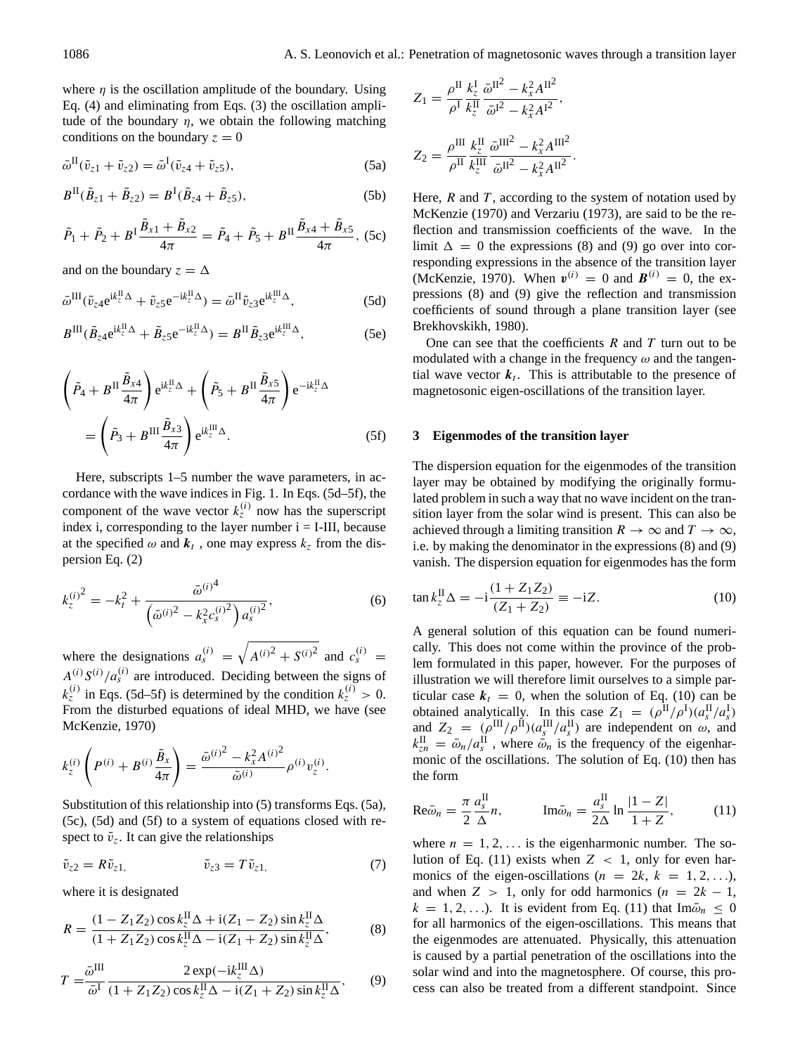where $\eta$ is the oscillation amplitude of the boundary. Using Eq. (4) and eliminating from Eqs. (3) the oscillation amplitude of the boundary $\eta$, we obtain the following matching conditions on the boundary $z = 0$

$$\bar{\omega}^{\mathrm{II}}(\tilde{v}_{z1} + \tilde{v}_{z2}) = \bar{\omega}^{\mathrm{I}}(\tilde{v}_{z4} + \tilde{v}_{z5}), \tag{5a}$$

$$B^{\mathrm{II}}(\tilde{B}_{z1} + \tilde{B}_{z2}) = B^{\mathrm{I}}(\tilde{B}_{z4} + \tilde{B}_{z5}), \tag{5b}$$

$$\tilde{P}_1 + \tilde{P}_2 + B^{\mathrm{I}}\frac{\tilde{B}_{x1} + \tilde{B}_{x2}}{4\pi} = \tilde{P}_4 + \tilde{P}_5 + B^{\mathrm{II}}\frac{\tilde{B}_{x4} + \tilde{B}_{x5}}{4\pi}, \tag{5c}$$

and on the boundary $z = \Delta$

$$\bar{\omega}^{\mathrm{III}}(\tilde{v}_{z4}\mathrm{e}^{\mathrm{i}k_z^{\mathrm{II}}\Delta} + \tilde{v}_{z5}\mathrm{e}^{-\mathrm{i}k_z^{\mathrm{II}}\Delta}) = \bar{\omega}^{\mathrm{II}}\tilde{v}_{z3}\mathrm{e}^{\mathrm{i}k_z^{\mathrm{III}}\Delta}, \tag{5d}$$

$$B^{\mathrm{III}}(\tilde{B}_{z4}\mathrm{e}^{\mathrm{i}k_z^{\mathrm{II}}\Delta} + \tilde{B}_{z5}\mathrm{e}^{-\mathrm{i}k_z^{\mathrm{II}}\Delta}) = B^{\mathrm{II}}\tilde{B}_{z3}\mathrm{e}^{\mathrm{i}k_z^{\mathrm{III}}\Delta}, \tag{5e}$$

$$\left(\tilde{P}_4 + B^{\mathrm{II}}\frac{\tilde{B}_{x4}}{4\pi}\right)\mathrm{e}^{\mathrm{i}k_z^{\mathrm{II}}\Delta} + \left(\tilde{P}_5 + B^{\mathrm{II}}\frac{\tilde{B}_{x5}}{4\pi}\right)\mathrm{e}^{-\mathrm{i}k_z^{\mathrm{II}}\Delta} = \left(\tilde{P}_3 + B^{\mathrm{III}}\frac{\tilde{B}_{x3}}{4\pi}\right)\mathrm{e}^{\mathrm{i}k_z^{\mathrm{III}}\Delta}. \tag{5f}$$

Here, subscripts 1–5 number the wave parameters, in accordance with the wave indices in Fig. 1. In Eqs. (5d–5f), the component of the wave vector $k_z^{(i)}$ now has the superscript index i, corresponding to the layer number i = I-III, because at the specified $\omega$ and $\boldsymbol{k}_t$ , one may express $k_z$ from the dispersion Eq. (2)

$$k_z^{(i)^2} = -k_t^2 + \frac{\bar{\omega}^{(i)^4}}{\left(\bar{\omega}^{(i)^2} - k_x^2 c_s^{(i)^2}\right) a_s^{(i)^2}}, \tag{6}$$

where the designations $a_s^{(i)} = \sqrt{A^{(i)^2} + S^{(i)^2}}$ and $c_s^{(i)} = A^{(i)} S^{(i)} / a_s^{(i)}$ are introduced. Deciding between the signs of $k_z^{(i)}$ in Eqs. (5d–5f) is determined by the condition $k_z^{(i)} > 0$. From the disturbed equations of ideal MHD, we have (see McKenzie, 1970)

$$k_z^{(i)}\left(P^{(i)} + B^{(i)}\frac{\tilde{B}_x}{4\pi}\right) = \frac{\bar{\omega}^{(i)^2} - k_x^2 A^{(i)^2}}{\bar{\omega}^{(i)}}\rho^{(i)} v_z^{(i)}.$$

Substitution of this relationship into (5) transforms Eqs. (5a), (5c), (5d) and (5f) to a system of equations closed with respect to $\tilde{v}_z$. It can give the relationships

$$\tilde{v}_{z2} = R\tilde{v}_{z1}, \qquad \tilde{v}_{z3} = T\tilde{v}_{z1}, \tag{7}$$

where it is designated

$$R = \frac{(1 - Z_1 Z_2)\cos k_z^{\mathrm{II}}\Delta + \mathrm{i}(Z_1 - Z_2)\sin k_z^{\mathrm{II}}\Delta}{(1 + Z_1 Z_2)\cos k_z^{\mathrm{II}}\Delta - \mathrm{i}(Z_1 + Z_2)\sin k_z^{\mathrm{II}}\Delta}, \tag{8}$$

$$T = \frac{\bar{\omega}^{\mathrm{III}}}{\bar{\omega}^{\mathrm{I}}}\frac{2\exp(-\mathrm{i}k_z^{\mathrm{III}}\Delta)}{(1 + Z_1 Z_2)\cos k_z^{\mathrm{II}}\Delta - \mathrm{i}(Z_1 + Z_2)\sin k_z^{\mathrm{II}}\Delta}, \tag{9}$$

$$Z_1 = \frac{\rho^{\mathrm{II}}}{\rho^{\mathrm{I}}}\frac{k_z^{\mathrm{I}}}{k_z^{\mathrm{II}}}\frac{\bar{\omega}^{\mathrm{II}^2} - k_x^2 A^{\mathrm{II}^2}}{\bar{\omega}^{\mathrm{I}^2} - k_x^2 A^{\mathrm{I}^2}},$$

$$Z_2 = \frac{\rho^{\mathrm{III}}}{\rho^{\mathrm{II}}}\frac{k_z^{\mathrm{II}}}{k_z^{\mathrm{III}}}\frac{\bar{\omega}^{\mathrm{III}^2} - k_x^2 A^{\mathrm{III}^2}}{\bar{\omega}^{\mathrm{II}^2} - k_x^2 A^{\mathrm{II}^2}}.$$

Here, $R$ and $T$, according to the system of notation used by McKenzie (1970) and Verzariu (1973), are said to be the reflection and transmission coefficients of the wave. In the limit $\Delta = 0$ the expressions (8) and (9) go over into corresponding expressions in the absence of the transition layer (McKenzie, 1970). When $\boldsymbol{v}^{(i)} = 0$ and $\boldsymbol{B}^{(i)} = 0$, the expressions (8) and (9) give the reflection and transmission coefficients of sound through a plane transition layer (see Brekhovskikh, 1980).

One can see that the coefficients $R$ and $T$ turn out to be modulated with a change in the frequency $\omega$ and the tangential wave vector $\boldsymbol{k}_t$. This is attributable to the presence of magnetosonic eigen-oscillations of the transition layer.

## 3 Eigenmodes of the transition layer

The dispersion equation for the eigenmodes of the transition layer may be obtained by modifying the originally formulated problem in such a way that no wave incident on the transition layer from the solar wind is present. This can also be achieved through a limiting transition $R \to \infty$ and $T \to \infty$, i.e. by making the denominator in the expressions (8) and (9) vanish. The dispersion equation for eigenmodes has the form

$$\tan k_z^{\mathrm{II}}\Delta = -\mathrm{i}\frac{(1 + Z_1 Z_2)}{(Z_1 + Z_2)} \equiv -\mathrm{i}Z. \tag{10}$$

A general solution of this equation can be found numerically. This does not come within the province of the problem formulated in this paper, however. For the purposes of illustration we will therefore limit ourselves to a simple particular case $\boldsymbol{k}_t = 0$, when the solution of Eq. (10) can be obtained analytically. In this case $Z_1 = (\rho^{\mathrm{II}}/\rho^{\mathrm{I}})(a_s^{\mathrm{II}}/a_s^{\mathrm{I}})$ and $Z_2 = (\rho^{\mathrm{III}}/\rho^{\mathrm{II}})(a_s^{\mathrm{III}}/a_s^{\mathrm{II}})$ are independent on $\omega$, and $k_{zn}^{\mathrm{II}} = \bar{\omega}_n / a_s^{\mathrm{II}}$ , where $\bar{\omega}_n$ is the frequency of the eigenharmonic of the oscillations. The solution of Eq. (10) then has the form

$$\mathrm{Re}\bar{\omega}_n = \frac{\pi}{2}\frac{a_s^{\mathrm{II}}}{\Delta}n, \qquad \mathrm{Im}\bar{\omega}_n = \frac{a_s^{\mathrm{II}}}{2\Delta}\ln\frac{|1 - Z|}{1 + Z}, \tag{11}$$

where $n = 1, 2, \ldots$ is the eigenharmonic number. The solution of Eq. (11) exists when $Z < 1$, only for even harmonics of the eigen-oscillations ($n = 2k$, $k = 1, 2, \ldots$), and when $Z > 1$, only for odd harmonics ($n = 2k - 1$, $k = 1, 2, \ldots$). It is evident from Eq. (11) that $\mathrm{Im}\bar{\omega}_n \le 0$ for all harmonics of the eigen-oscillations. This means that the eigenmodes are attenuated. Physically, this attenuation is caused by a partial penetration of the oscillations into the solar wind and into the magnetosphere. Of course, this process can also be treated from a different standpoint. Since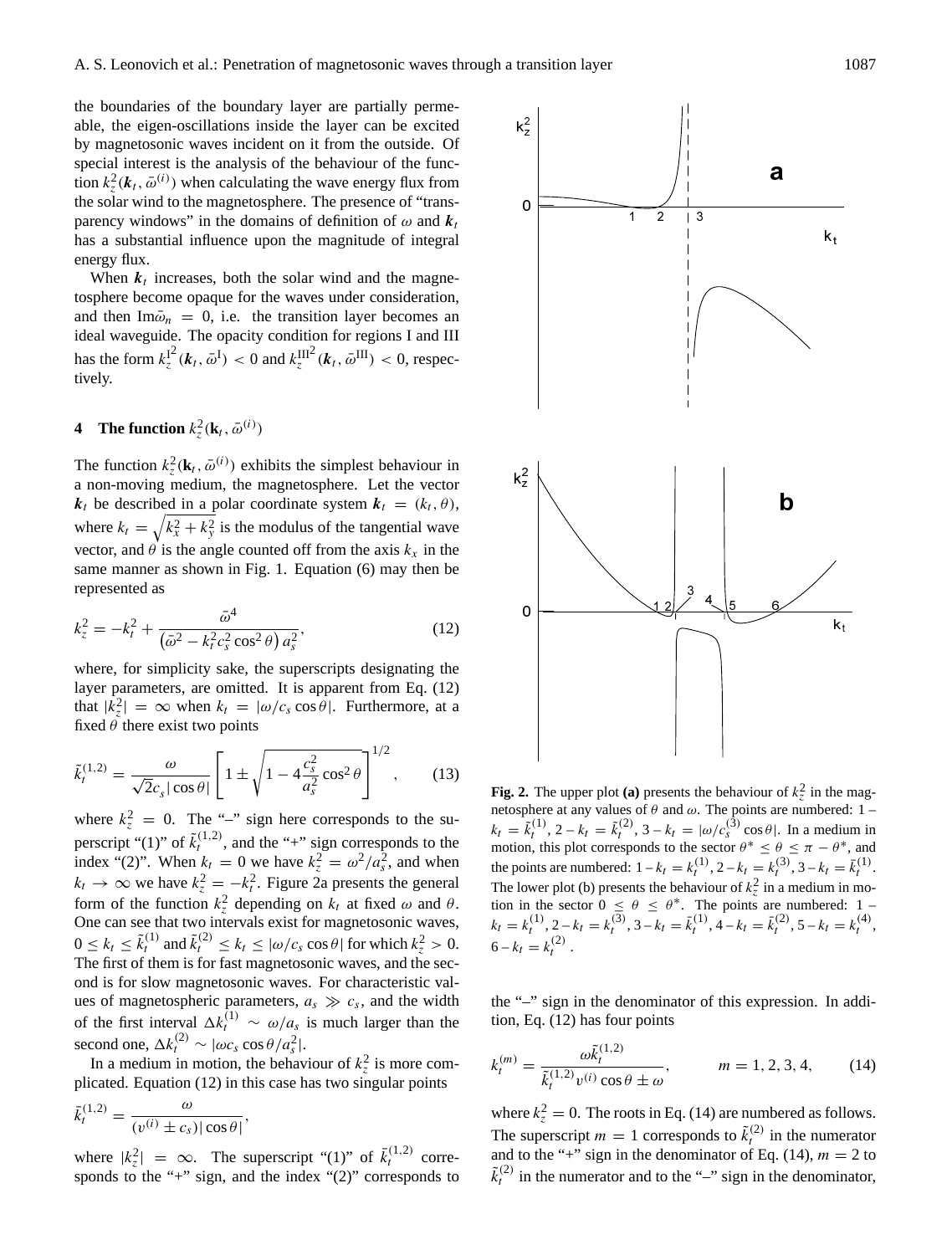the boundaries of the boundary layer are partially permeable, the eigen-oscillations inside the layer can be excited by magnetosonic waves incident on it from the outside. Of special interest is the analysis of the behaviour of the function $k_z^2(\boldsymbol{k}_t, \bar{\omega}^{(i)})$ when calculating the wave energy flux from the solar wind to the magnetosphere. The presence of "transparency windows" in the domains of definition of $\omega$ and $\boldsymbol{k}_t$ has a substantial influence upon the magnitude of integral energy flux.

When $\boldsymbol{k}_t$ increases, both the solar wind and the magnetosphere become opaque for the waves under consideration, and then $\mathrm{Im}\bar{\omega}_n = 0$, i.e. the transition layer becomes an ideal waveguide. The opacity condition for regions I and III has the form $k_z^{\mathrm{I}2}(\boldsymbol{k}_t, \bar{\omega}^{\mathrm{I}}) < 0$ and $k_z^{\mathrm{III}2}(\boldsymbol{k}_t, \bar{\omega}^{\mathrm{III}}) < 0$, respectively.

## 4 The function $k_z^2(\mathbf{k}_t, \bar{\omega}^{(i)})$

The function $k_z^2(\mathbf{k}_t, \bar{\omega}^{(i)})$ exhibits the simplest behaviour in a non-moving medium, the magnetosphere. Let the vector $\boldsymbol{k}_t$ be described in a polar coordinate system $\boldsymbol{k}_t = (k_t, \theta)$, where $k_t = \sqrt{k_x^2 + k_y^2}$ is the modulus of the tangential wave vector, and $\theta$ is the angle counted off from the axis $k_x$ in the same manner as shown in Fig. 1. Equation (6) may then be represented as

$$k_z^2 = -k_t^2 + \frac{\bar{\omega}^4}{\left(\bar{\omega}^2 - k_t^2 c_s^2 \cos^2\theta\right) a_s^2}, \tag{12}$$

where, for simplicity sake, the superscripts designating the layer parameters, are omitted. It is apparent from Eq. (12) that $|k_z^2| = \infty$ when $k_t = |\omega/c_s \cos\theta|$. Furthermore, at a fixed $\theta$ there exist two points

$$\tilde{k}_t^{(1,2)} = \frac{\omega}{\sqrt{2} c_s |\cos\theta|} \left[1 \pm \sqrt{1 - 4\frac{c_s^2}{a_s^2}\cos^2\theta}\right]^{1/2}, \tag{13}$$

where $k_z^2 = 0$. The "–" sign here corresponds to the superscript "(1)" of $\tilde{k}_t^{(1,2)}$, and the "+" sign corresponds to the index "(2)". When $k_t = 0$ we have $k_z^2 = \omega^2/a_s^2$, and when $k_t \to \infty$ we have $k_z^2 = -k_t^2$. Figure 2a presents the general form of the function $k_z^2$ depending on $k_t$ at fixed $\omega$ and $\theta$. One can see that two intervals exist for magnetosonic waves, $0 \le k_t \le \tilde{k}_t^{(1)}$ and $\tilde{k}_t^{(2)} \le k_t \le |\omega/c_s \cos\theta|$ for which $k_z^2 > 0$. The first of them is for fast magnetosonic waves, and the second is for slow magnetosonic waves. For characteristic values of magnetospheric parameters, $a_s \gg c_s$, and the width of the first interval $\Delta k_t^{(1)} \sim \omega/a_s$ is much larger than the second one, $\Delta k_t^{(2)} \sim |\omega c_s \cos\theta/a_s^2|$.

In a medium in motion, the behaviour of $k_z^2$ is more complicated. Equation (12) in this case has two singular points

$$\bar{k}_t^{(1,2)} = \frac{\omega}{(v^{(i)} \pm c_s)|\cos\theta|},$$

where $|k_z^2| = \infty$. The superscript "(1)" of $\bar{k}_t^{(1,2)}$ corresponds to the "+" sign, and the index "(2)" corresponds to the "–" sign in the denominator of this expression. In addition, Eq. (12) has four points

$$k_t^{(m)} = \frac{\omega \tilde{k}_t^{(1,2)}}{\tilde{k}_t^{(1,2)} v^{(i)} \cos\theta \pm \omega}, \qquad m = 1, 2, 3, 4, \tag{14}$$

where $k_z^2 = 0$. The roots in Eq. (14) are numbered as follows. The superscript $m = 1$ corresponds to $\tilde{k}_t^{(2)}$ in the numerator and to the "+" sign in the denominator of Eq. (14), $m = 2$ to $\tilde{k}_t^{(2)}$ in the numerator and to the "–" sign in the denominator,

**Fig. 2.** The upper plot **(a)** presents the behaviour of $k_z^2$ in the magnetosphere at any values of $\theta$ and $\omega$. The points are numbered: 1 – $k_t = \tilde{k}_t^{(1)}$, 2 – $k_t = \tilde{k}_t^{(2)}$, 3 – $k_t = |\omega/c_s^{(3)} \cos\theta|$. In a medium in motion, this plot corresponds to the sector $\theta^* \le \theta \le \pi - \theta^*$, and the points are numbered: 1 – $k_t = k_t^{(1)}$, 2 – $k_t = k_t^{(3)}$, 3 – $k_t = \bar{k}_t^{(1)}$. The lower plot (b) presents the behaviour of $k_z^2$ in a medium in motion in the sector $0 \le \theta \le \theta^*$. The points are numbered: 1 – $k_t = k_t^{(1)}$, 2 – $k_t = k_t^{(3)}$, 3 – $k_t = \bar{k}_t^{(1)}$, 4 – $k_t = \bar{k}_t^{(2)}$, 5 – $k_t = k_t^{(4)}$, 6 – $k_t = k_t^{(2)}$.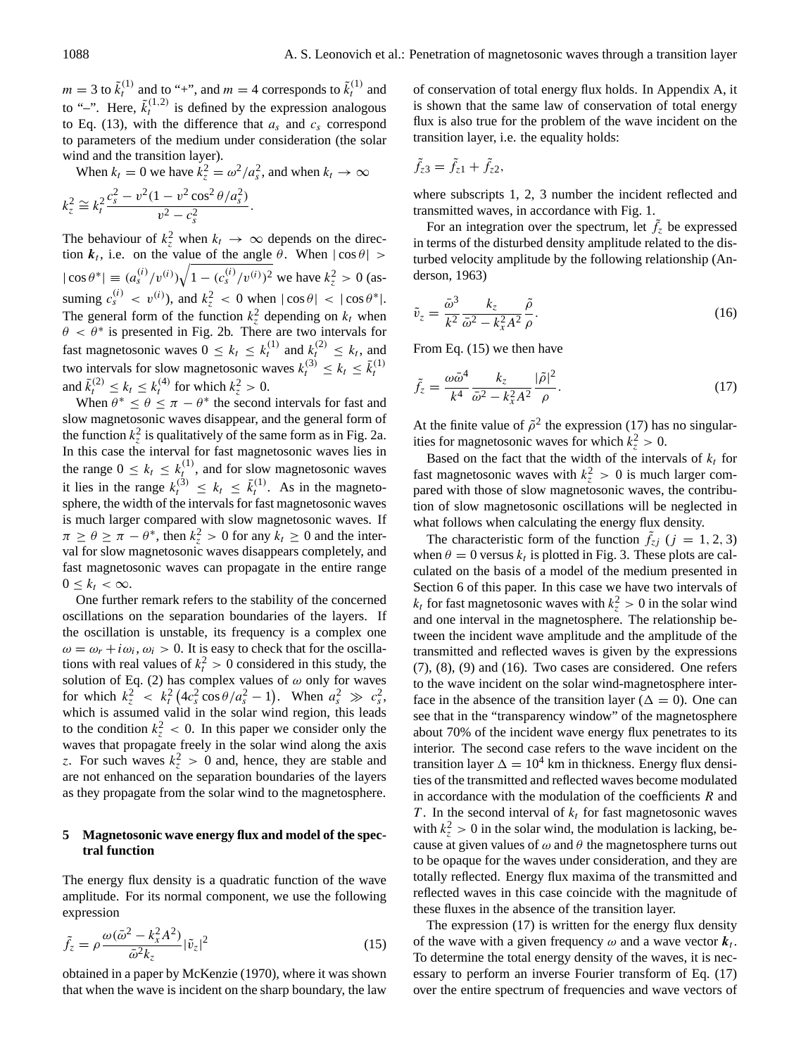$m = 3$ to $\tilde{k}_t^{(1)}$ and to "+", and $m = 4$ corresponds to $\tilde{k}_t^{(1)}$ and to "–". Here, $\tilde{k}_t^{(1,2)}$ is defined by the expression analogous to Eq. (13), with the difference that $a_s$ and $c_s$ correspond to parameters of the medium under consideration (the solar wind and the transition layer).

When $k_t = 0$ we have $k_z^2 = \omega^2/a_s^2$, and when $k_t \to \infty$

$$k_z^2 \cong k_t^2 \frac{c_s^2 - v^2(1 - v^2\cos^2\theta/a_s^2)}{v^2 - c_s^2}.$$

The behaviour of $k_z^2$ when $k_t \to \infty$ depends on the direction $\boldsymbol{k}_t$, i.e. on the value of the angle $\theta$. When $|\cos\theta| > |\cos\theta^*| \equiv (a_s^{(i)}/v^{(i)})\sqrt{1-(c_s^{(i)}/v^{(i)})^2}$ we have $k_z^2 > 0$ (assuming $c_s^{(i)} < v^{(i)}$), and $k_z^2 < 0$ when $|\cos\theta| < |\cos\theta^*|$. The general form of the function $k_z^2$ depending on $k_t$ when $\theta < \theta^*$ is presented in Fig. 2b. There are two intervals for fast magnetosonic waves $0 \le k_t \le k_t^{(1)}$ and $k_t^{(2)} \le k_t$, and two intervals for slow magnetosonic waves $k_t^{(3)} \le k_t \le \tilde{k}_t^{(1)}$ and $\tilde{k}_t^{(2)} \le k_t \le k_t^{(4)}$ for which $k_z^2 > 0$.

When $\theta^* \le \theta \le \pi - \theta^*$ the second intervals for fast and slow magnetosonic waves disappear, and the general form of the function $k_z^2$ is qualitatively of the same form as in Fig. 2a. In this case the interval for fast magnetosonic waves lies in the range $0 \le k_t \le k_t^{(1)}$, and for slow magnetosonic waves it lies in the range $k_t^{(3)} \le k_t \le \tilde{k}_t^{(1)}$. As in the magnetosphere, the width of the intervals for fast magnetosonic waves is much larger compared with slow magnetosonic waves. If $\pi \ge \theta \ge \pi - \theta^*$, then $k_z^2 > 0$ for any $k_t \ge 0$ and the interval for slow magnetosonic waves disappears completely, and fast magnetosonic waves can propagate in the entire range $0 \le k_t < \infty$.

One further remark refers to the stability of the concerned oscillations on the separation boundaries of the layers. If the oscillation is unstable, its frequency is a complex one $\omega = \omega_r + i\omega_i$, $\omega_i > 0$. It is easy to check that for the oscillations with real values of $k_t^2 > 0$ considered in this study, the solution of Eq. (2) has complex values of $\omega$ only for waves for which $k_z^2 < k_t^2\left(4c_s^2\cos\theta/a_s^2 - 1\right)$. When $a_s^2 \gg c_s^2$, which is assumed valid in the solar wind region, this leads to the condition $k_z^2 < 0$. In this paper we consider only the waves that propagate freely in the solar wind along the axis $z$. For such waves $k_z^2 > 0$ and, hence, they are stable and are not enhanced on the separation boundaries of the layers as they propagate from the solar wind to the magnetosphere.

## 5 Magnetosonic wave energy flux and model of the spectral function

The energy flux density is a quadratic function of the wave amplitude. For its normal component, we use the following expression

$$\tilde{f}_z = \rho\frac{\omega(\bar{\omega}^2 - k_x^2A^2)}{\bar{\omega}^2 k_z}|\tilde{v}_z|^2 \tag{15}$$

obtained in a paper by McKenzie (1970), where it was shown that when the wave is incident on the sharp boundary, the law of conservation of total energy flux holds. In Appendix A, it is shown that the same law of conservation of total energy flux is also true for the problem of the wave incident on the transition layer, i.e. the equality holds:

$$\tilde{f}_{z3} = \tilde{f}_{z1} + \tilde{f}_{z2},$$

where subscripts 1, 2, 3 number the incident reflected and transmitted waves, in accordance with Fig. 1.

For an integration over the spectrum, let $\tilde{f}_z$ be expressed in terms of the disturbed density amplitude related to the disturbed velocity amplitude by the following relationship (Anderson, 1963)

$$\tilde{v}_z = \frac{\bar{\omega}^3}{k^2}\frac{k_z}{\bar{\omega}^2 - k_x^2A^2}\frac{\tilde{\rho}}{\rho}. \tag{16}$$

From Eq. (15) we then have

$$\tilde{f}_z = \frac{\omega\bar{\omega}^4}{k^4}\frac{k_z}{\bar{\omega}^2 - k_x^2A^2}\frac{|\tilde{\rho}|^2}{\rho}. \tag{17}$$

At the finite value of $\tilde{\rho}^2$ the expression (17) has no singularities for magnetosonic waves for which $k_z^2 > 0$.

Based on the fact that the width of the intervals of $k_t$ for fast magnetosonic waves with $k_z^2 > 0$ is much larger compared with those of slow magnetosonic waves, the contribution of slow magnetosonic oscillations will be neglected in what follows when calculating the energy flux density.

The characteristic form of the function $\tilde{f}_{zj}$ ($j = 1, 2, 3$) when $\theta = 0$ versus $k_t$ is plotted in Fig. 3. These plots are calculated on the basis of a model of the medium presented in Section 6 of this paper. In this case we have two intervals of $k_t$ for fast magnetosonic waves with $k_z^2 > 0$ in the solar wind and one interval in the magnetosphere. The relationship between the incident wave amplitude and the amplitude of the transmitted and reflected waves is given by the expressions (7), (8), (9) and (16). Two cases are considered. One refers to the wave incident on the solar wind-magnetosphere interface in the absence of the transition layer ($\Delta = 0$). One can see that in the "transparency window" of the magnetosphere about 70% of the incident wave energy flux penetrates to its interior. The second case refers to the wave incident on the transition layer $\Delta = 10^4$ km in thickness. Energy flux densities of the transmitted and reflected waves become modulated in accordance with the modulation of the coefficients $R$ and $T$. In the second interval of $k_t$ for fast magnetosonic waves with $k_z^2 > 0$ in the solar wind, the modulation is lacking, because at given values of $\omega$ and $\theta$ the magnetosphere turns out to be opaque for the waves under consideration, and they are totally reflected. Energy flux maxima of the transmitted and reflected waves in this case coincide with the magnitude of these fluxes in the absence of the transition layer.

The expression (17) is written for the energy flux density of the wave with a given frequency $\omega$ and a wave vector $\boldsymbol{k}_t$. To determine the total energy density of the waves, it is necessary to perform an inverse Fourier transform of Eq. (17) over the entire spectrum of frequencies and wave vectors of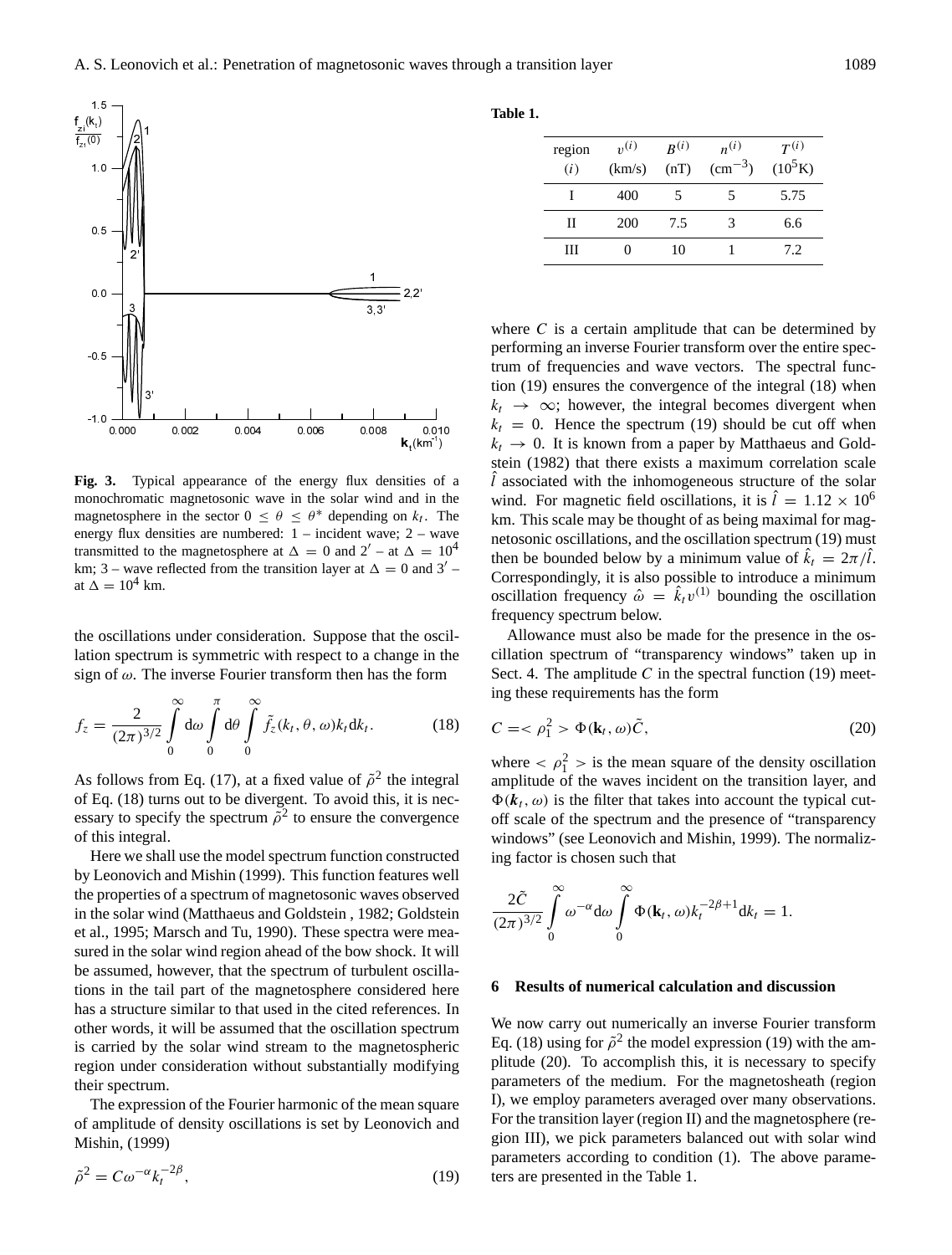**Fig. 3.** Typical appearance of the energy flux densities of a monochromatic magnetosonic wave in the solar wind and in the magnetosphere in the sector $0 \leq \theta \leq \theta^*$ depending on $k_t$. The energy flux densities are numbered: 1 – incident wave; 2 – wave transmitted to the magnetosphere at $\Delta = 0$ and $2'$ – at $\Delta = 10^4$ km; 3 – wave reflected from the transition layer at $\Delta = 0$ and $3'$ – at $\Delta = 10^4$ km.

the oscillations under consideration. Suppose that the oscillation spectrum is symmetric with respect to a change in the sign of $\omega$. The inverse Fourier transform then has the form

$$f_z = \frac{2}{(2\pi)^{3/2}} \int_0^\infty \mathrm{d}\omega \int_0^\pi \mathrm{d}\theta \int_0^\infty \tilde{f}_z(k_t, \theta, \omega) k_t \mathrm{d}k_t. \qquad (18)$$

As follows from Eq. (17), at a fixed value of $\tilde{\rho}^2$ the integral of Eq. (18) turns out to be divergent. To avoid this, it is necessary to specify the spectrum $\tilde{\rho}^2$ to ensure the convergence of this integral.

Here we shall use the model spectrum function constructed by Leonovich and Mishin (1999). This function features well the properties of a spectrum of magnetosonic waves observed in the solar wind (Matthaeus and Goldstein , 1982; Goldstein et al., 1995; Marsch and Tu, 1990). These spectra were measured in the solar wind region ahead of the bow shock. It will be assumed, however, that the spectrum of turbulent oscillations in the tail part of the magnetosphere considered here has a structure similar to that used in the cited references. In other words, it will be assumed that the oscillation spectrum is carried by the solar wind stream to the magnetospheric region under consideration without substantially modifying their spectrum.

The expression of the Fourier harmonic of the mean square of amplitude of density oscillations is set by Leonovich and Mishin, (1999)

$$\tilde{\rho}^2 = C \omega^{-\alpha} k_t^{-2\beta}, \qquad (19)$$

**Table 1.**

| region ($i$) | $v^{(i)}$ (km/s) | $B^{(i)}$ (nT) | $n^{(i)}$ (cm$^{-3}$) | $T^{(i)}$ ($10^5$K) |
|---|---|---|---|---|
| I | 400 | 5 | 5 | 5.75 |
| II | 200 | 7.5 | 3 | 6.6 |
| III | 0 | 10 | 1 | 7.2 |

where $C$ is a certain amplitude that can be determined by performing an inverse Fourier transform over the entire spectrum of frequencies and wave vectors. The spectral function (19) ensures the convergence of the integral (18) when $k_t \to \infty$; however, the integral becomes divergent when $k_t = 0$. Hence the spectrum (19) should be cut off when $k_t \to 0$. It is known from a paper by Matthaeus and Goldstein (1982) that there exists a maximum correlation scale $\hat{l}$ associated with the inhomogeneous structure of the solar wind. For magnetic field oscillations, it is $\hat{l} = 1.12 \times 10^6$ km. This scale may be thought of as being maximal for magnetosonic oscillations, and the oscillation spectrum (19) must then be bounded below by a minimum value of $\hat{k}_t = 2\pi/\hat{l}$. Correspondingly, it is also possible to introduce a minimum oscillation frequency $\hat{\omega} = \hat{k}_t v^{(1)}$ bounding the oscillation frequency spectrum below.

Allowance must also be made for the presence in the oscillation spectrum of "transparency windows" taken up in Sect. 4. The amplitude $C$ in the spectral function (19) meeting these requirements has the form

$$C = <\rho_1^2> \Phi(\mathbf{k}_t, \omega) \tilde{C}, \qquad (20)$$

where $<\rho_1^2>$ is the mean square of the density oscillation amplitude of the waves incident on the transition layer, and $\Phi(\boldsymbol{k}_t, \omega)$ is the filter that takes into account the typical cutoff scale of the spectrum and the presence of "transparency windows" (see Leonovich and Mishin, 1999). The normalizing factor is chosen such that

$$\frac{2\tilde{C}}{(2\pi)^{3/2}} \int_0^\infty \omega^{-\alpha} \mathrm{d}\omega \int_0^\infty \Phi(\mathbf{k}_t, \omega) k_t^{-2\beta+1} \mathrm{d}k_t = 1.$$

## 6 Results of numerical calculation and discussion

We now carry out numerically an inverse Fourier transform Eq. (18) using for $\tilde{\rho}^2$ the model expression (19) with the amplitude (20). To accomplish this, it is necessary to specify parameters of the medium. For the magnetosheath (region I), we employ parameters averaged over many observations. For the transition layer (region II) and the magnetosphere (region III), we pick parameters balanced out with solar wind parameters according to condition (1). The above parameters are presented in the Table 1.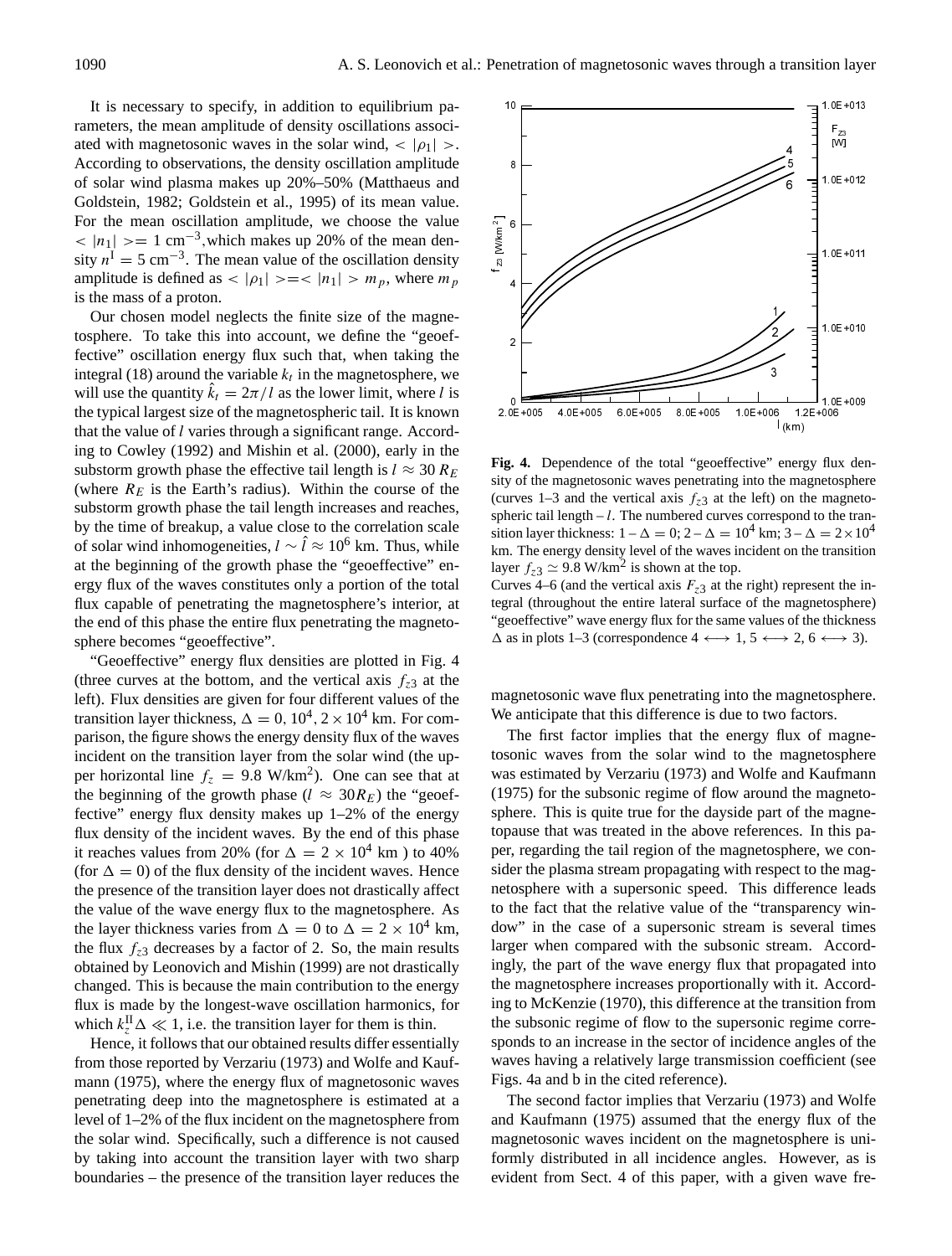It is necessary to specify, in addition to equilibrium parameters, the mean amplitude of density oscillations associated with magnetosonic waves in the solar wind, $<|\rho_1|>$. According to observations, the density oscillation amplitude of solar wind plasma makes up 20%–50% (Matthaeus and Goldstein, 1982; Goldstein et al., 1995) of its mean value. For the mean oscillation amplitude, we choose the value $<|n_1|> = 1$ cm$^{-3}$,which makes up 20% of the mean density $n^{\mathrm{I}} = 5$ cm$^{-3}$. The mean value of the oscillation density amplitude is defined as $<|\rho_1|> = <|n_1|> m_p$, where $m_p$ is the mass of a proton.

Our chosen model neglects the finite size of the magnetosphere. To take this into account, we define the "geoeffective" oscillation energy flux such that, when taking the integral (18) around the variable $k_t$ in the magnetosphere, we will use the quantity $\hat{k}_t = 2\pi/l$ as the lower limit, where $l$ is the typical largest size of the magnetospheric tail. It is known that the value of $l$ varies through a significant range. According to Cowley (1992) and Mishin et al. (2000), early in the substorm growth phase the effective tail length is $l \approx 30\,R_E$ (where $R_E$ is the Earth's radius). Within the course of the substorm growth phase the tail length increases and reaches, by the time of breakup, a value close to the correlation scale of solar wind inhomogeneities, $l \sim \hat{l} \approx 10^6$ km. Thus, while at the beginning of the growth phase the "geoeffective" energy flux of the waves constitutes only a portion of the total flux capable of penetrating the magnetosphere's interior, at the end of this phase the entire flux penetrating the magnetosphere becomes "geoeffective".

"Geoeffective" energy flux densities are plotted in Fig. 4 (three curves at the bottom, and the vertical axis $f_{z3}$ at the left). Flux densities are given for four different values of the transition layer thickness, $\Delta = 0,\ 10^4,\ 2\times10^4$ km. For comparison, the figure shows the energy density flux of the waves incident on the transition layer from the solar wind (the upper horizontal line $f_z = 9.8$ W/km$^2$). One can see that at the beginning of the growth phase ($l \approx 30R_E$) the "geoeffective" energy flux density makes up 1–2% of the energy flux density of the incident waves. By the end of this phase it reaches values from 20% (for $\Delta = 2\times10^4$ km ) to 40% (for $\Delta = 0$) of the flux density of the incident waves. Hence the presence of the transition layer does not drastically affect the value of the wave energy flux to the magnetosphere. As the layer thickness varies from $\Delta = 0$ to $\Delta = 2\times10^4$ km, the flux $f_{z3}$ decreases by a factor of 2. So, the main results obtained by Leonovich and Mishin (1999) are not drastically changed. This is because the main contribution to the energy flux is made by the longest-wave oscillation harmonics, for which $k_z^{\mathrm{II}}\Delta \ll 1$, i.e. the transition layer for them is thin.

Hence, it follows that our obtained results differ essentially from those reported by Verzariu (1973) and Wolfe and Kaufmann (1975), where the energy flux of magnetosonic waves penetrating deep into the magnetosphere is estimated at a level of 1–2% of the flux incident on the magnetosphere from the solar wind. Specifically, such a difference is not caused by taking into account the transition layer with two sharp boundaries – the presence of the transition layer reduces the magnetosonic wave flux penetrating into the magnetosphere. We anticipate that this difference is due to two factors.

**Fig. 4.** Dependence of the total "geoeffective" energy flux density of the magnetosonic waves penetrating into the magnetosphere (curves 1–3 and the vertical axis $f_{z3}$ at the left) on the magnetospheric tail length – $l$. The numbered curves correspond to the transition layer thickness: 1 – $\Delta = 0$; 2 – $\Delta = 10^4$ km; 3 – $\Delta = 2\times10^4$ km. The energy density level of the waves incident on the transition layer $f_{z3} \simeq 9.8$ W/km$^2$ is shown at the top.
Curves 4–6 (and the vertical axis $F_{z3}$ at the right) represent the integral (throughout the entire lateral surface of the magnetosphere) "geoeffective" wave energy flux for the same values of the thickness $\Delta$ as in plots 1–3 (correspondence 4 $\longleftrightarrow$ 1, 5 $\longleftrightarrow$ 2, 6 $\longleftrightarrow$ 3).

The first factor implies that the energy flux of magnetosonic waves from the solar wind to the magnetosphere was estimated by Verzariu (1973) and Wolfe and Kaufmann (1975) for the subsonic regime of flow around the magnetosphere. This is quite true for the dayside part of the magnetopause that was treated in the above references. In this paper, regarding the tail region of the magnetosphere, we consider the plasma stream propagating with respect to the magnetosphere with a supersonic speed. This difference leads to the fact that the relative value of the "transparency window" in the case of a supersonic stream is several times larger when compared with the subsonic stream. Accordingly, the part of the wave energy flux that propagated into the magnetosphere increases proportionally with it. According to McKenzie (1970), this difference at the transition from the subsonic regime of flow to the supersonic regime corresponds to an increase in the sector of incidence angles of the waves having a relatively large transmission coefficient (see Figs. 4a and b in the cited reference).

The second factor implies that Verzariu (1973) and Wolfe and Kaufmann (1975) assumed that the energy flux of the magnetosonic waves incident on the magnetosphere is uniformly distributed in all incidence angles. However, as is evident from Sect. 4 of this paper, with a given wave fre-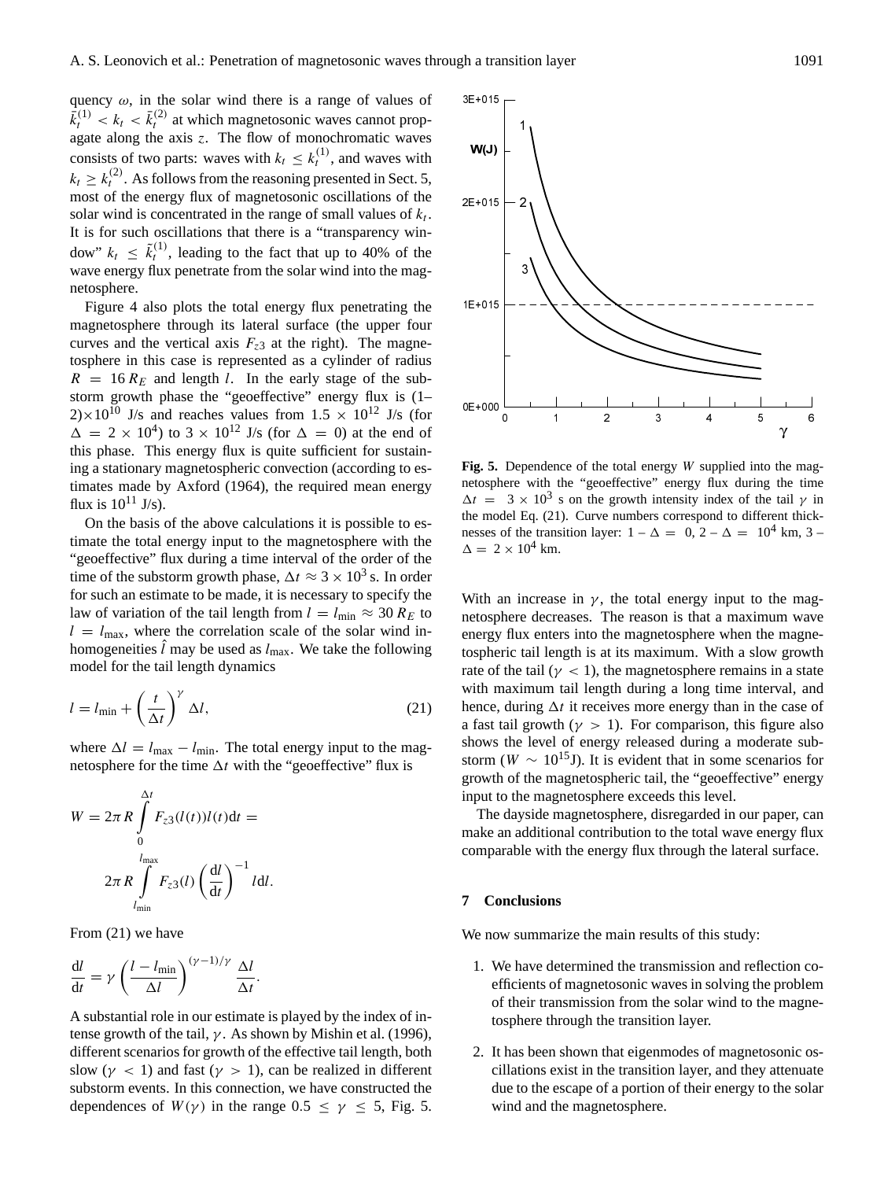quency $\omega$, in the solar wind there is a range of values of $\bar{k}_t^{(1)} < k_t < \bar{k}_t^{(2)}$ at which magnetosonic waves cannot propagate along the axis $z$. The flow of monochromatic waves consists of two parts: waves with $k_t \leq k_t^{(1)}$, and waves with $k_t \geq k_t^{(2)}$. As follows from the reasoning presented in Sect. 5, most of the energy flux of magnetosonic oscillations of the solar wind is concentrated in the range of small values of $k_t$. It is for such oscillations that there is a "transparency window" $k_t \leq \tilde{k}_t^{(1)}$, leading to the fact that up to 40% of the wave energy flux penetrate from the solar wind into the magnetosphere.

Figure 4 also plots the total energy flux penetrating the magnetosphere through its lateral surface (the upper four curves and the vertical axis $F_{z3}$ at the right). The magnetosphere in this case is represented as a cylinder of radius $R = 16\,R_E$ and length $l$. In the early stage of the substorm growth phase the "geoeffective" energy flux is (1–2)$\times 10^{10}$ J/s and reaches values from $1.5 \times 10^{12}$ J/s (for $\Delta = 2 \times 10^4$) to $3 \times 10^{12}$ J/s (for $\Delta = 0$) at the end of this phase. This energy flux is quite sufficient for sustaining a stationary magnetospheric convection (according to estimates made by Axford (1964), the required mean energy flux is $10^{11}$ J/s).

On the basis of the above calculations it is possible to estimate the total energy input to the magnetosphere with the "geoeffective" flux during a time interval of the order of the time of the substorm growth phase, $\Delta t \approx 3 \times 10^3$ s. In order for such an estimate to be made, it is necessary to specify the law of variation of the tail length from $l = l_{\min} \approx 30\,R_E$ to $l = l_{\max}$, where the correlation scale of the solar wind inhomogeneities $\hat{l}$ may be used as $l_{\max}$. We take the following model for the tail length dynamics

$$l = l_{\min} + \left(\frac{t}{\Delta t}\right)^{\gamma} \Delta l, \tag{21}$$

where $\Delta l = l_{\max} - l_{\min}$. The total energy input to the magnetosphere for the time $\Delta t$ with the "geoeffective" flux is

$$W = 2\pi R \int_0^{\Delta t} F_{z3}(l(t))l(t)\mathrm{d}t = 2\pi R \int_{l_{\min}}^{l_{\max}} F_{z3}(l)\left(\frac{\mathrm{d}l}{\mathrm{d}t}\right)^{-1} l\mathrm{d}l.$$

From (21) we have

$$\frac{\mathrm{d}l}{\mathrm{d}t} = \gamma\left(\frac{l - l_{\min}}{\Delta l}\right)^{(\gamma-1)/\gamma} \frac{\Delta l}{\Delta t}.$$

A substantial role in our estimate is played by the index of intense growth of the tail, $\gamma$. As shown by Mishin et al. (1996), different scenarios for growth of the effective tail length, both slow ($\gamma < 1$) and fast ($\gamma > 1$), can be realized in different substorm events. In this connection, we have constructed the dependences of $W(\gamma)$ in the range $0.5 \leq \gamma \leq 5$, Fig. 5.

**Fig. 5.** Dependence of the total energy $W$ supplied into the magnetosphere with the "geoeffective" energy flux during the time $\Delta t = 3 \times 10^3$ s on the growth intensity index of the tail $\gamma$ in the model Eq. (21). Curve numbers correspond to different thicknesses of the transition layer: 1 – $\Delta = 0$, 2 – $\Delta = 10^4$ km, 3 – $\Delta = 2 \times 10^4$ km.

With an increase in $\gamma$, the total energy input to the magnetosphere decreases. The reason is that a maximum wave energy flux enters into the magnetosphere when the magnetospheric tail length is at its maximum. With a slow growth rate of the tail ($\gamma < 1$), the magnetosphere remains in a state with maximum tail length during a long time interval, and hence, during $\Delta t$ it receives more energy than in the case of a fast tail growth ($\gamma > 1$). For comparison, this figure also shows the level of energy released during a moderate substorm ($W \sim 10^{15}$J). It is evident that in some scenarios for growth of the magnetospheric tail, the "geoeffective" energy input to the magnetosphere exceeds this level.

The dayside magnetosphere, disregarded in our paper, can make an additional contribution to the total wave energy flux comparable with the energy flux through the lateral surface.

## 7 Conclusions

We now summarize the main results of this study:

1. We have determined the transmission and reflection coefficients of magnetosonic waves in solving the problem of their transmission from the solar wind to the magnetosphere through the transition layer.

2. It has been shown that eigenmodes of magnetosonic oscillations exist in the transition layer, and they attenuate due to the escape of a portion of their energy to the solar wind and the magnetosphere.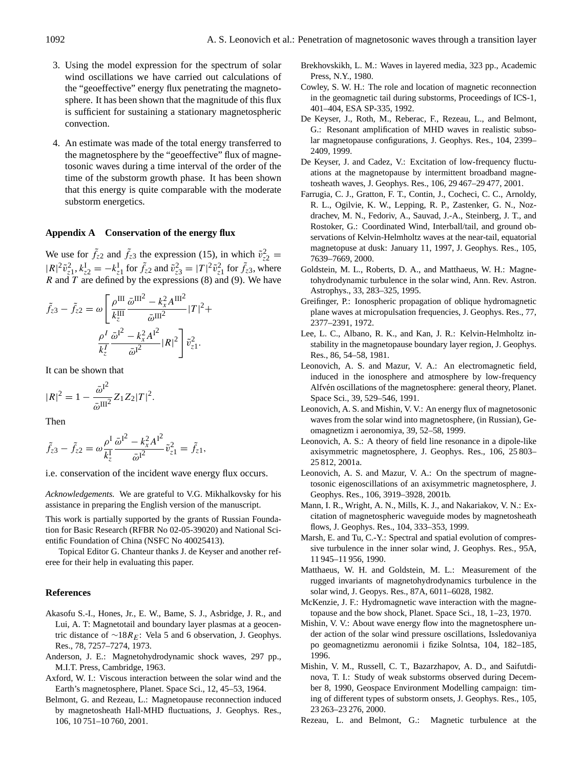3. Using the model expression for the spectrum of solar wind oscillations we have carried out calculations of the "geoeffective" energy flux penetrating the magnetosphere. It has been shown that the magnitude of this flux is sufficient for sustaining a stationary magnetospheric convection.

4. An estimate was made of the total energy transferred to the magnetosphere by the "geoeffective" flux of magnetosonic waves during a time interval of the order of the time of the substorm growth phase. It has been shown that this energy is quite comparable with the moderate substorm energetics.

## Appendix A Conservation of the energy flux

We use for $\tilde{f}_{z2}$ and $\tilde{f}_{z3}$ the expression (15), in which $\tilde{v}_{z2}^2 = |R|^2\tilde{v}_{z1}^2$, $k_{z2}^{\rm I} = -k_{z1}^{\rm I}$ for $\tilde{f}_{z2}$ and $\tilde{v}_{z3}^2 = |T|^2\tilde{v}_{z1}^2$ for $\tilde{f}_{z3}$, where $R$ and $T$ are defined by the expressions (8) and (9). We have

$$\tilde{f}_{z3} - \tilde{f}_{z2} = \omega\left[\frac{\rho^{\rm III}}{k_z^{\rm III}}\frac{\bar{\omega}^{{\rm III}^2} - k_x^2 A^{{\rm III}^2}}{\bar{\omega}^{{\rm III}^2}}|T|^2 + \frac{\rho^{I}}{k_z^{I}}\frac{\bar{\omega}^{{\rm I}^2} - k_x^2 A^{{\rm I}^2}}{\bar{\omega}^{{\rm I}^2}}|R|^2\right]\tilde{v}_{z1}^2.$$

It can be shown that

$$|R|^2 = 1 - \frac{\bar{\omega}^{{\rm I}^2}}{\bar{\omega}^{{\rm III}^2}}Z_1 Z_2 |T|^2.$$

Then

$$\tilde{f}_{z3} - \tilde{f}_{z2} = \omega\frac{\rho^{\rm I}}{k_z^{\rm I}}\frac{\bar{\omega}^{{\rm I}^2} - k_x^2 A^{{\rm I}^2}}{\bar{\omega}^{{\rm I}^2}}\tilde{v}_{z1}^2 = \tilde{f}_{z1},$$

i.e. conservation of the incident wave energy flux occurs.

*Acknowledgements.* We are grateful to V.G. Mikhalkovsky for his assistance in preparing the English version of the manuscript.

This work is partially supported by the grants of Russian Foundation for Basic Research (RFBR No 02-05-39020) and National Scientific Foundation of China (NSFC No 40025413).

Topical Editor G. Chanteur thanks J. de Keyser and another referee for their help in evaluating this paper.

## References

Akasofu S.-I., Hones, Jr., E. W., Bame, S. J., Asbridge, J. R., and Lui, A. T: Magnetotail and boundary layer plasmas at a geocentric distance of $\sim 18R_E$: Vela 5 and 6 observation, J. Geophys. Res., 78, 7257–7274, 1973.

Anderson, J. E.: Magnetohydrodynamic shock waves, 297 pp., M.I.T. Press, Cambridge, 1963.

Axford, W. I.: Viscous interaction between the solar wind and the Earth's magnetosphere, Planet. Space Sci., 12, 45–53, 1964.

Belmont, G. and Rezeau, L.: Magnetopause reconnection induced by magnetosheath Hall-MHD fluctuations, J. Geophys. Res., 106, 10 751–10 760, 2001.

Brekhovskikh, L. M.: Waves in layered media, 323 pp., Academic Press, N.Y., 1980.

Cowley, S. W. H.: The role and location of magnetic reconnection in the geomagnetic tail during substorms, Proceedings of ICS-1, 401–404, ESA SP-335, 1992.

De Keyser, J., Roth, M., Reberac, F., Rezeau, L., and Belmont, G.: Resonant amplification of MHD waves in realistic subsolar magnetopause configurations, J. Geophys. Res., 104, 2399–2409, 1999.

De Keyser, J. and Cadez, V.: Excitation of low-frequency fluctuations at the magnetopause by intermittent broadband magnetosheath waves, J. Geophys. Res., 106, 29 467–29 477, 2001.

Farrugia, C. J., Gratton, F. T., Contin, J., Cocheci, C. C., Arnoldy, R. L., Ogilvie, K. W., Lepping, R. P., Zastenker, G. N., Nozdrachev, M. N., Fedoriv, A., Sauvad, J.-A., Steinberg, J. T., and Rostoker, G.: Coordinated Wind, Interball/tail, and ground observations of Kelvin-Helmholtz waves at the near-tail, equatorial magnetopuse at dusk: January 11, 1997, J. Geophys. Res., 105, 7639–7669, 2000.

Goldstein, M. L., Roberts, D. A., and Matthaeus, W. H.: Magnetohydrodynamic turbulence in the solar wind, Ann. Rev. Astron. Astrophys., 33, 283–325, 1995.

Greifinger, P.: Ionospheric propagation of oblique hydromagnetic plane waves at micropulsation frequencies, J. Geophys. Res., 77, 2377–2391, 1972.

Lee, L. C., Albano, R. K., and Kan, J. R.: Kelvin-Helmholtz instability in the magnetopause boundary layer region, J. Geophys. Res., 86, 54–58, 1981.

Leonovich, A. S. and Mazur, V. A.: An electromagnetic field, induced in the ionosphere and atmosphere by low-frequency Alfvén oscillations of the magnetosphere: general theory, Planet. Space Sci., 39, 529–546, 1991.

Leonovich, A. S. and Mishin, V. V.: An energy flux of magnetosonic waves from the solar wind into magnetosphere, (in Russian), Geomagnetizm i aeronomiya, 39, 52–58, 1999.

Leonovich, A. S.: A theory of field line resonance in a dipole-like axisymmetric magnetosphere, J. Geophys. Res., 106, 25 803–25 812, 2001a.

Leonovich, A. S. and Mazur, V. A.: On the spectrum of magnetosonic eigenoscillations of an axisymmetric magnetosphere, J. Geophys. Res., 106, 3919–3928, 2001b.

Mann, I. R., Wright, A. N., Mills, K. J., and Nakariakov, V. N.: Excitation of magnetospheric waveguide modes by magnetosheath flows, J. Geophys. Res., 104, 333–353, 1999.

Marsh, E. and Tu, C.-Y.: Spectral and spatial evolution of compressive turbulence in the inner solar wind, J. Geophys. Res., 95A, 11 945–11 956, 1990.

Matthaeus, W. H. and Goldstein, M. L.: Measurement of the rugged invariants of magnetohydrodynamics turbulence in the solar wind, J. Geopys. Res., 87A, 6011–6028, 1982.

McKenzie, J. F.: Hydromagnetic wave interaction with the magnetopause and the bow shock, Planet. Space Sci., 18, 1–23, 1970.

Mishin, V. V.: About wave energy flow into the magnetosphere under action of the solar wind pressure oscillations, Issledovaniya po geomagnetizmu aeronomii i fizike Solntsa, 104, 182–185, 1996.

Mishin, V. M., Russell, C. T., Bazarzhapov, A. D., and Saifutdinova, T. I.: Study of weak substorms observed during December 8, 1990, Geospace Environment Modelling campaign: timing of different types of substorm onsets, J. Geophys. Res., 105, 23 263–23 276, 2000.

Rezeau, L. and Belmont, G.: Magnetic turbulence at the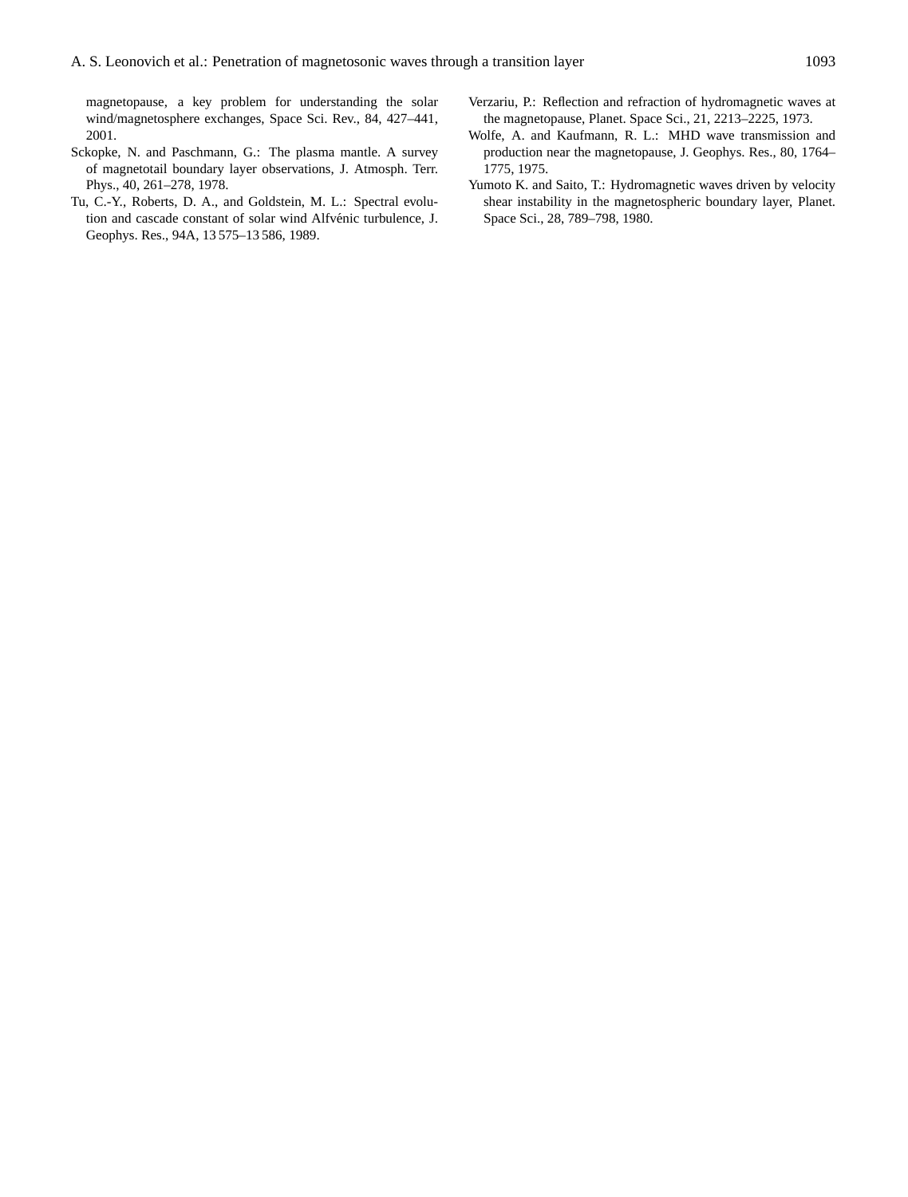magnetopause, a key problem for understanding the solar wind/magnetosphere exchanges, Space Sci. Rev., 84, 427–441, 2001.

Sckopke, N. and Paschmann, G.: The plasma mantle. A survey of magnetotail boundary layer observations, J. Atmosph. Terr. Phys., 40, 261–278, 1978.

Tu, C.-Y., Roberts, D. A., and Goldstein, M. L.: Spectral evolution and cascade constant of solar wind Alfvénic turbulence, J. Geophys. Res., 94A, 13 575–13 586, 1989.

Verzariu, P.: Reflection and refraction of hydromagnetic waves at the magnetopause, Planet. Space Sci., 21, 2213–2225, 1973.

Wolfe, A. and Kaufmann, R. L.: MHD wave transmission and production near the magnetopause, J. Geophys. Res., 80, 1764–1775, 1975.

Yumoto K. and Saito, T.: Hydromagnetic waves driven by velocity shear instability in the magnetospheric boundary layer, Planet. Space Sci., 28, 789–798, 1980.